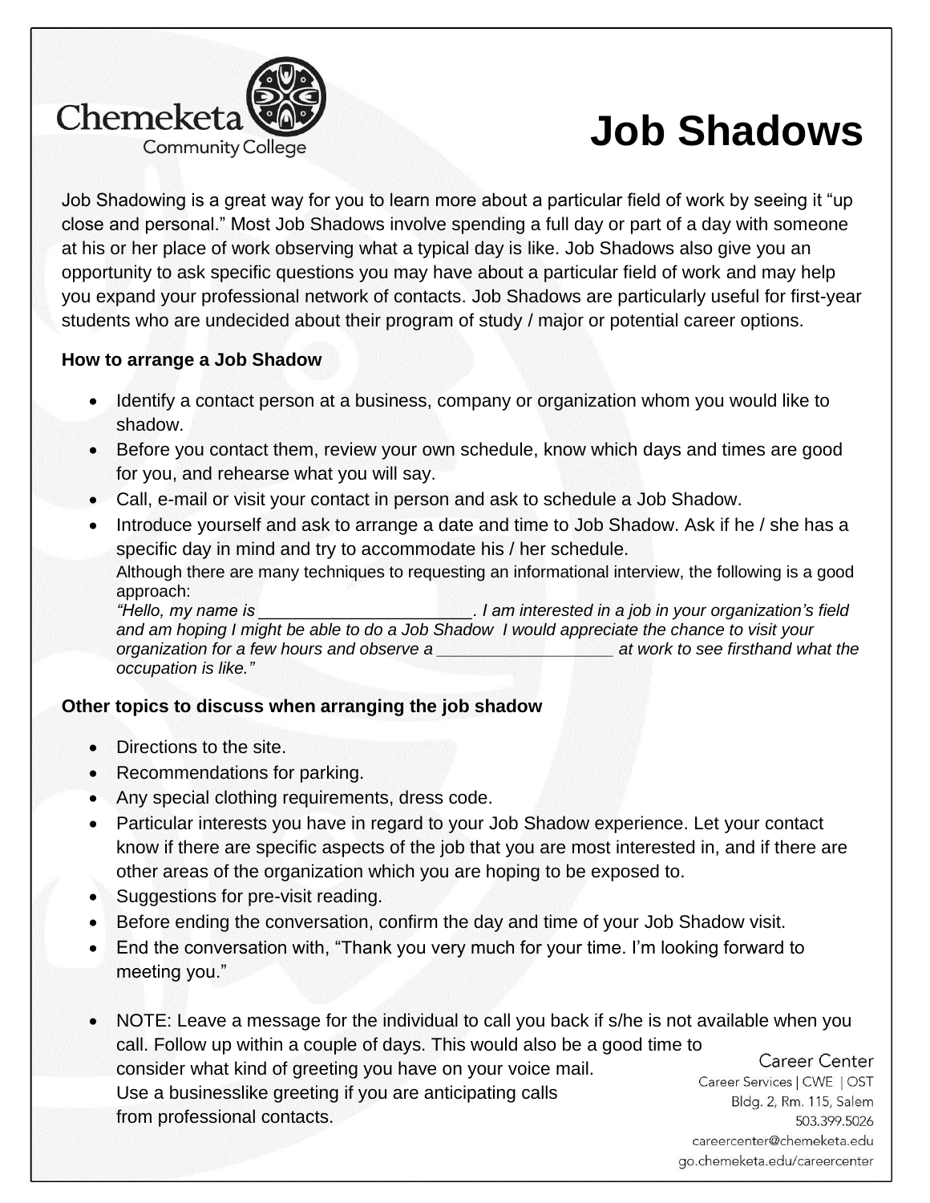Chemeketa Community College

# Job Shadows

Job Shadowing is a great way for you to learn more about a particular field of work by seeing it "up close and personal." Most Job Shadows involve spending a full day or part of a day with someone at his or her place of work observing what a typical day is like. Job Shadows also give you an opportunity to ask specific questions you may have about a particular field of work and may help you expand your professional network of contacts. Job Shadows are particularly useful for first-year students who are undecided about their program of study / major or potential career options.

**How to arrange a Job Shadow**

- Identify a contact person at a business, company or organization whom you would like to shadow.
- Before you contact them, review your own schedule, know which days and times are good for you, and rehearse what you will say.
- Call, e-mail or visit your contact in person and ask to schedule a Job Shadow.
- Introduce yourself and ask to arrange a date and time to Job Shadow. Ask if he / she has a specific day in mind and try to accommodate his / her schedule.

  Although there are many techniques to requesting an informational interview, the following is a good approach:
  *"Hello, my name is _______________________. I am interested in a job in your organization's field and am hoping I might be able to do a Job Shadow I would appreciate the chance to visit your organization for a few hours and observe a ___________________ at work to see firsthand what the occupation is like."*

**Other topics to discuss when arranging the job shadow**

- Directions to the site.
- Recommendations for parking.
- Any special clothing requirements, dress code.
- Particular interests you have in regard to your Job Shadow experience. Let your contact know if there are specific aspects of the job that you are most interested in, and if there are other areas of the organization which you are hoping to be exposed to.
- Suggestions for pre-visit reading.
- Before ending the conversation, confirm the day and time of your Job Shadow visit.
- End the conversation with, "Thank you very much for your time. I'm looking forward to meeting you."

- NOTE: Leave a message for the individual to call you back if s/he is not available when you call. Follow up within a couple of days. This would also be a good time to consider what kind of greeting you have on your voice mail. Use a businesslike greeting if you are anticipating calls from professional contacts.

Career Center
Career Services | CWE | OST
Bldg. 2, Rm. 115, Salem
503.399.5026
careercenter@chemeketa.edu
go.chemeketa.edu/careercenter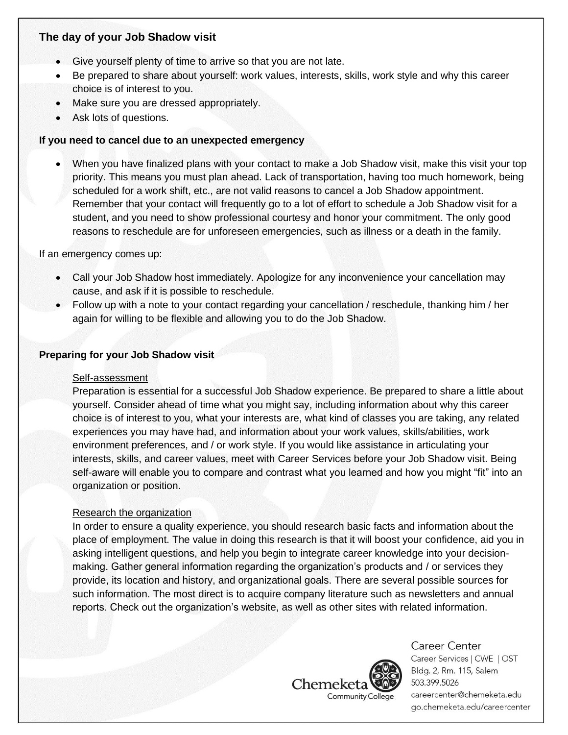**The day of your Job Shadow visit**

- Give yourself plenty of time to arrive so that you are not late.
- Be prepared to share about yourself: work values, interests, skills, work style and why this career choice is of interest to you.
- Make sure you are dressed appropriately.
- Ask lots of questions.

**If you need to cancel due to an unexpected emergency**

- When you have finalized plans with your contact to make a Job Shadow visit, make this visit your top priority. This means you must plan ahead. Lack of transportation, having too much homework, being scheduled for a work shift, etc., are not valid reasons to cancel a Job Shadow appointment. Remember that your contact will frequently go to a lot of effort to schedule a Job Shadow visit for a student, and you need to show professional courtesy and honor your commitment. The only good reasons to reschedule are for unforeseen emergencies, such as illness or a death in the family.

If an emergency comes up:

- Call your Job Shadow host immediately. Apologize for any inconvenience your cancellation may cause, and ask if it is possible to reschedule.
- Follow up with a note to your contact regarding your cancellation / reschedule, thanking him / her again for willing to be flexible and allowing you to do the Job Shadow.

**Preparing for your Job Shadow visit**

<u>Self-assessment</u>
Preparation is essential for a successful Job Shadow experience. Be prepared to share a little about yourself. Consider ahead of time what you might say, including information about why this career choice is of interest to you, what your interests are, what kind of classes you are taking, any related experiences you may have had, and information about your work values, skills/abilities, work environment preferences, and / or work style. If you would like assistance in articulating your interests, skills, and career values, meet with Career Services before your Job Shadow visit. Being self-aware will enable you to compare and contrast what you learned and how you might "fit" into an organization or position.

<u>Research the organization</u>
In order to ensure a quality experience, you should research basic facts and information about the place of employment. The value in doing this research is that it will boost your confidence, aid you in asking intelligent questions, and help you begin to integrate career knowledge into your decision-making. Gather general information regarding the organization's products and / or services they provide, its location and history, and organizational goals. There are several possible sources for such information. The most direct is to acquire company literature such as newsletters and annual reports. Check out the organization's website, as well as other sites with related information.

Chemeketa Community College

Career Center
Career Services | CWE | OST
Bldg. 2, Rm. 115, Salem
503.399.5026
careercenter@chemeketa.edu
go.chemeketa.edu/careercenter